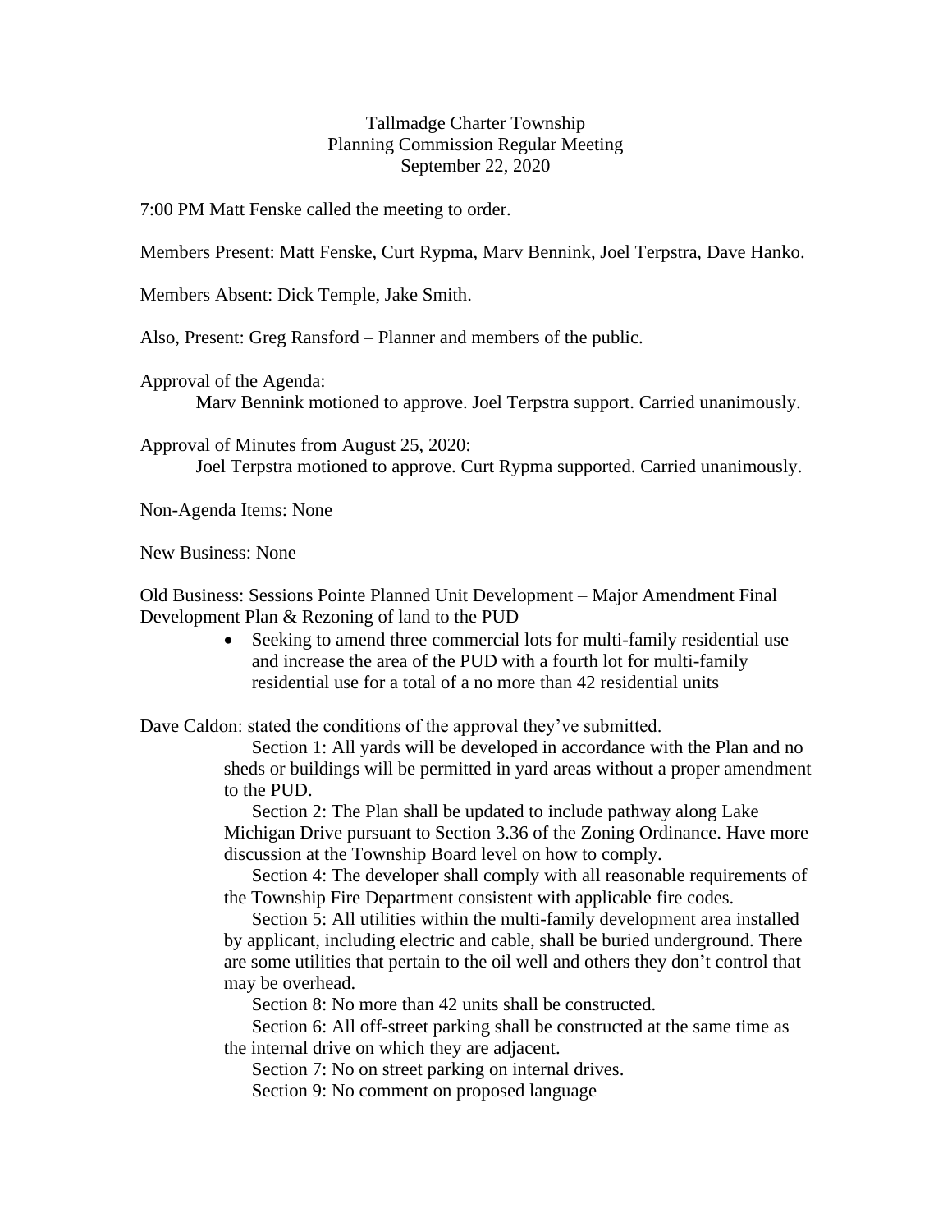Tallmadge Charter Township
Planning Commission Regular Meeting
September 22, 2020

7:00 PM Matt Fenske called the meeting to order.

Members Present: Matt Fenske, Curt Rypma, Marv Bennink, Joel Terpstra, Dave Hanko.

Members Absent: Dick Temple, Jake Smith.

Also, Present: Greg Ransford – Planner and members of the public.

Approval of the Agenda:

Marv Bennink motioned to approve. Joel Terpstra support. Carried unanimously.

Approval of Minutes from August 25, 2020:

Joel Terpstra motioned to approve. Curt Rypma supported. Carried unanimously.

Non-Agenda Items: None

New Business: None

Old Business: Sessions Pointe Planned Unit Development – Major Amendment Final Development Plan & Rezoning of land to the PUD

- Seeking to amend three commercial lots for multi-family residential use and increase the area of the PUD with a fourth lot for multi-family residential use for a total of a no more than 42 residential units

Dave Caldon: stated the conditions of the approval they've submitted.

Section 1: All yards will be developed in accordance with the Plan and no sheds or buildings will be permitted in yard areas without a proper amendment to the PUD.

Section 2: The Plan shall be updated to include pathway along Lake Michigan Drive pursuant to Section 3.36 of the Zoning Ordinance. Have more discussion at the Township Board level on how to comply.

Section 4: The developer shall comply with all reasonable requirements of the Township Fire Department consistent with applicable fire codes.

Section 5: All utilities within the multi-family development area installed by applicant, including electric and cable, shall be buried underground. There are some utilities that pertain to the oil well and others they don't control that may be overhead.

Section 8: No more than 42 units shall be constructed.

Section 6: All off-street parking shall be constructed at the same time as the internal drive on which they are adjacent.

Section 7: No on street parking on internal drives.

Section 9: No comment on proposed language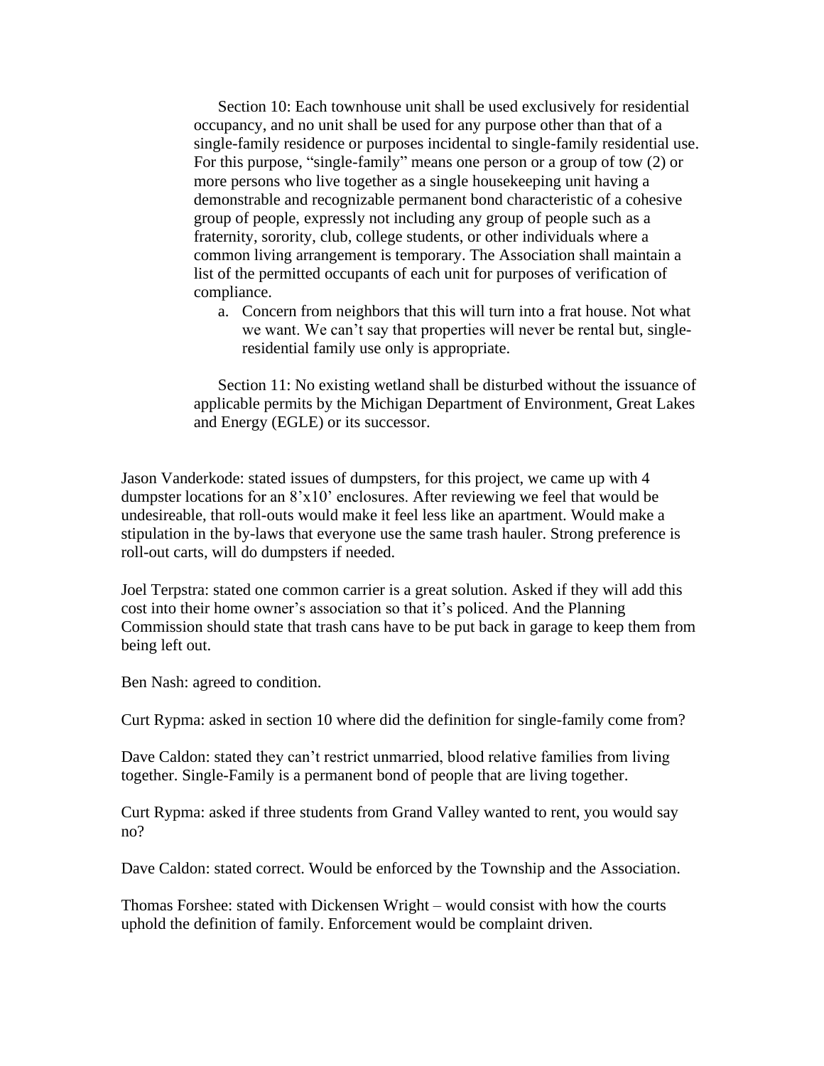Section 10: Each townhouse unit shall be used exclusively for residential occupancy, and no unit shall be used for any purpose other than that of a single-family residence or purposes incidental to single-family residential use. For this purpose, "single-family" means one person or a group of tow (2) or more persons who live together as a single housekeeping unit having a demonstrable and recognizable permanent bond characteristic of a cohesive group of people, expressly not including any group of people such as a fraternity, sorority, club, college students, or other individuals where a common living arrangement is temporary. The Association shall maintain a list of the permitted occupants of each unit for purposes of verification of compliance.

a. Concern from neighbors that this will turn into a frat house. Not what we want. We can't say that properties will never be rental but, single-residential family use only is appropriate.

Section 11: No existing wetland shall be disturbed without the issuance of applicable permits by the Michigan Department of Environment, Great Lakes and Energy (EGLE) or its successor.

Jason Vanderkode: stated issues of dumpsters, for this project, we came up with 4 dumpster locations for an 8'x10' enclosures. After reviewing we feel that would be undesireable, that roll-outs would make it feel less like an apartment. Would make a stipulation in the by-laws that everyone use the same trash hauler. Strong preference is roll-out carts, will do dumpsters if needed.

Joel Terpstra: stated one common carrier is a great solution. Asked if they will add this cost into their home owner's association so that it's policed. And the Planning Commission should state that trash cans have to be put back in garage to keep them from being left out.

Ben Nash: agreed to condition.

Curt Rypma: asked in section 10 where did the definition for single-family come from?

Dave Caldon: stated they can't restrict unmarried, blood relative families from living together. Single-Family is a permanent bond of people that are living together.

Curt Rypma: asked if three students from Grand Valley wanted to rent, you would say no?

Dave Caldon: stated correct. Would be enforced by the Township and the Association.

Thomas Forshee: stated with Dickensen Wright – would consist with how the courts uphold the definition of family. Enforcement would be complaint driven.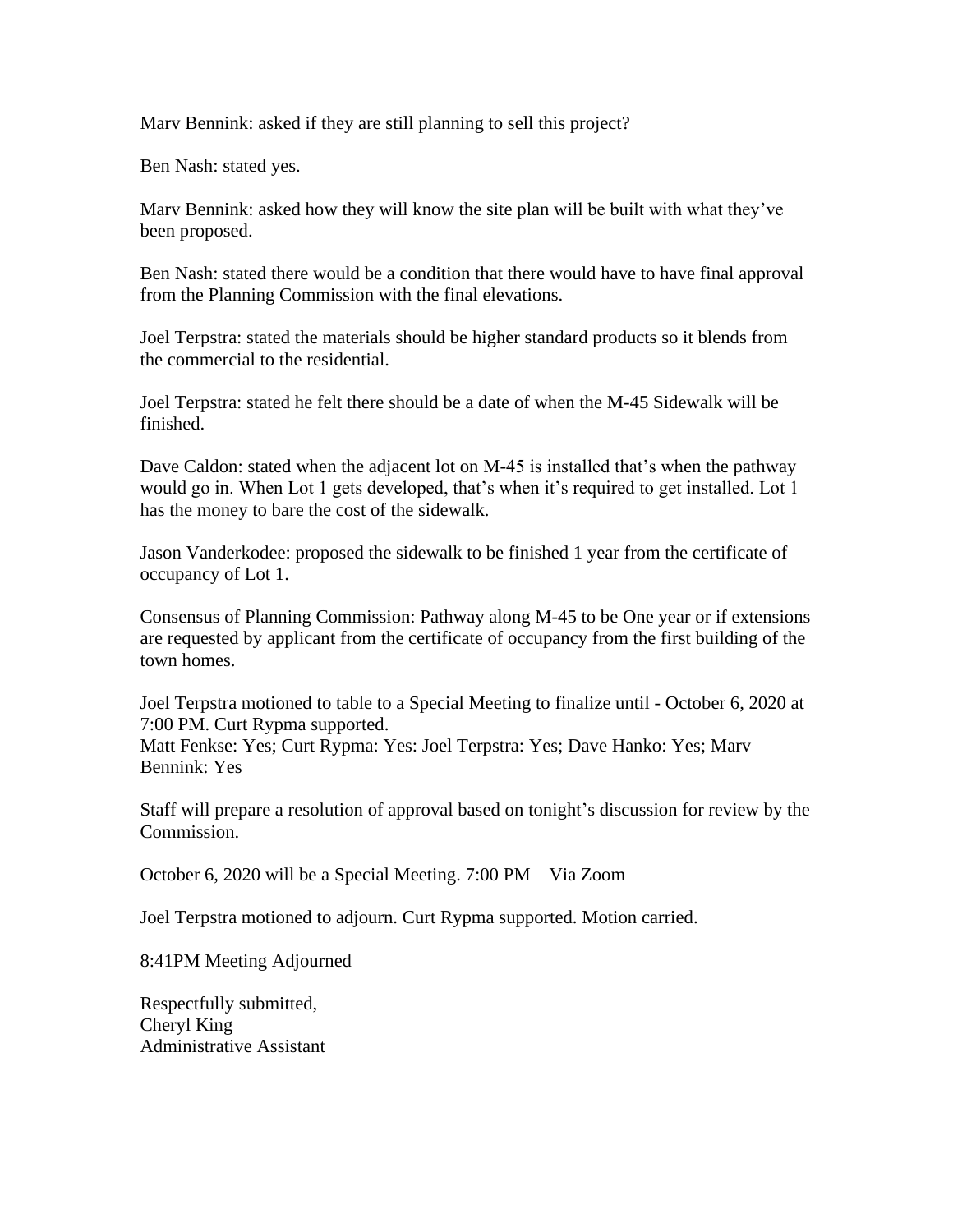Marv Bennink: asked if they are still planning to sell this project?

Ben Nash: stated yes.

Marv Bennink: asked how they will know the site plan will be built with what they've been proposed.

Ben Nash: stated there would be a condition that there would have to have final approval from the Planning Commission with the final elevations.

Joel Terpstra: stated the materials should be higher standard products so it blends from the commercial to the residential.

Joel Terpstra: stated he felt there should be a date of when the M-45 Sidewalk will be finished.

Dave Caldon: stated when the adjacent lot on M-45 is installed that's when the pathway would go in. When Lot 1 gets developed, that's when it's required to get installed. Lot 1 has the money to bare the cost of the sidewalk.

Jason Vanderkodee: proposed the sidewalk to be finished 1 year from the certificate of occupancy of Lot 1.

Consensus of Planning Commission: Pathway along M-45 to be One year or if extensions are requested by applicant from the certificate of occupancy from the first building of the town homes.

Joel Terpstra motioned to table to a Special Meeting to finalize until - October 6, 2020 at 7:00 PM. Curt Rypma supported.
Matt Fenkse: Yes; Curt Rypma: Yes: Joel Terpstra: Yes; Dave Hanko: Yes; Marv Bennink: Yes

Staff will prepare a resolution of approval based on tonight's discussion for review by the Commission.

October 6, 2020 will be a Special Meeting. 7:00 PM – Via Zoom

Joel Terpstra motioned to adjourn. Curt Rypma supported. Motion carried.

8:41PM Meeting Adjourned

Respectfully submitted,
Cheryl King
Administrative Assistant